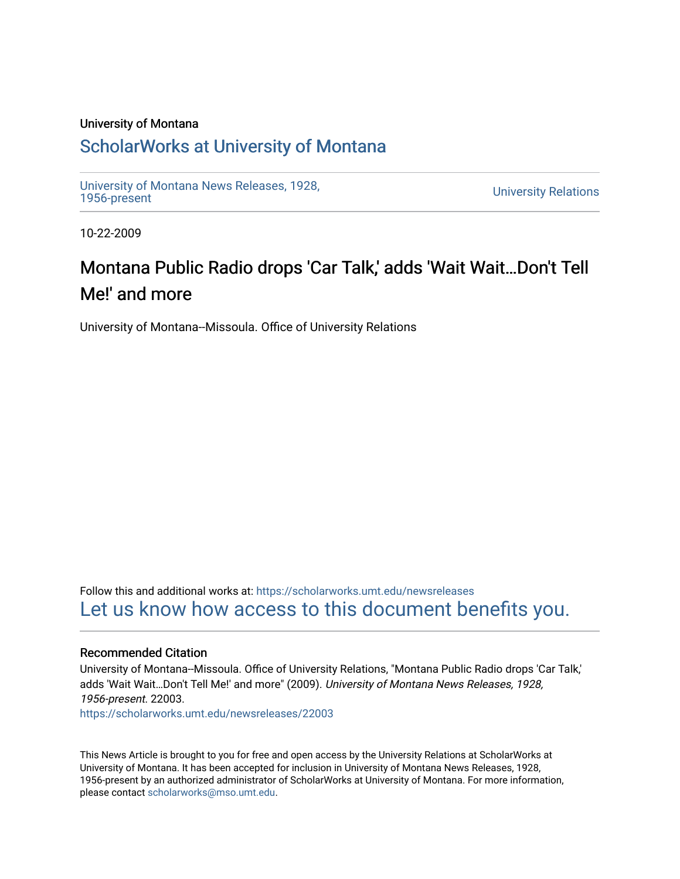University of Montana

# ScholarWorks at University of Montana

University of Montana News Releases, 1928, 1956-present

University Relations

10-22-2009

# Montana Public Radio drops 'Car Talk,' adds 'Wait Wait…Don't Tell Me!' and more

University of Montana--Missoula. Office of University Relations

Follow this and additional works at: https://scholarworks.umt.edu/newsreleases

Let us know how access to this document benefits you.

## Recommended Citation

University of Montana--Missoula. Office of University Relations, "Montana Public Radio drops 'Car Talk,' adds 'Wait Wait…Don't Tell Me!' and more" (2009). *University of Montana News Releases, 1928, 1956-present*. 22003.
https://scholarworks.umt.edu/newsreleases/22003

This News Article is brought to you for free and open access by the University Relations at ScholarWorks at University of Montana. It has been accepted for inclusion in University of Montana News Releases, 1928, 1956-present by an authorized administrator of ScholarWorks at University of Montana. For more information, please contact scholarworks@mso.umt.edu.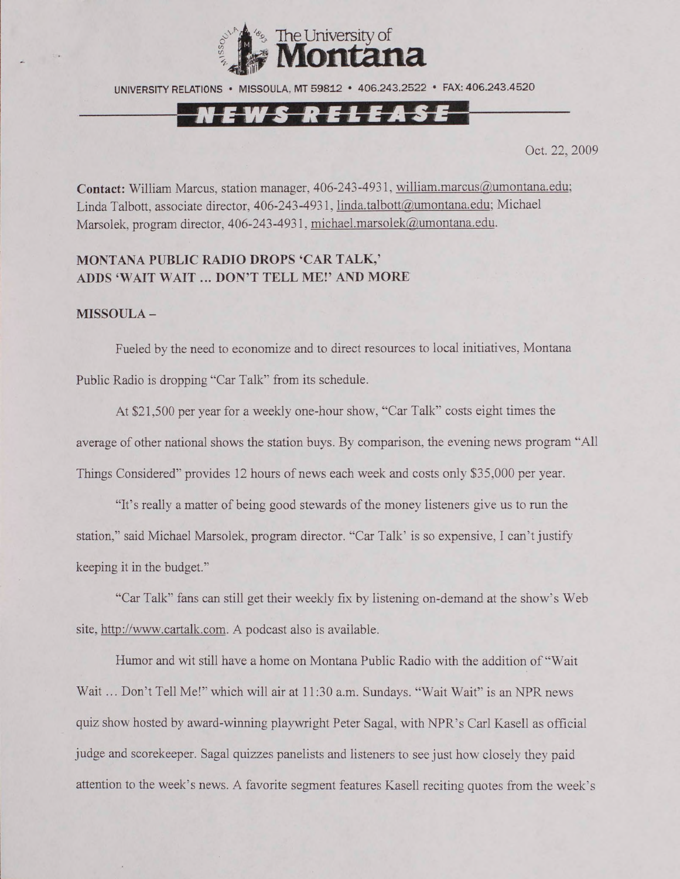The University of Montana

UNIVERSITY RELATIONS • MISSOULA, MT 59812 • 406.243.2522 • FAX: 406.243.4520

NEWS RELEASE

Oct. 22, 2009

**Contact:** William Marcus, station manager, 406-243-4931, william.marcus@umontana.edu; Linda Talbott, associate director, 406-243-4931, linda.talbott@umontana.edu; Michael Marsolek, program director, 406-243-4931, michael.marsolek@umontana.edu.

## MONTANA PUBLIC RADIO DROPS 'CAR TALK,' ADDS 'WAIT WAIT ... DON'T TELL ME!' AND MORE

**MISSOULA –**

Fueled by the need to economize and to direct resources to local initiatives, Montana Public Radio is dropping "Car Talk" from its schedule.

At $21,500 per year for a weekly one-hour show, "Car Talk" costs eight times the average of other national shows the station buys. By comparison, the evening news program "All Things Considered" provides 12 hours of news each week and costs only $35,000 per year.

"It's really a matter of being good stewards of the money listeners give us to run the station," said Michael Marsolek, program director. "Car Talk' is so expensive, I can't justify keeping it in the budget."

"Car Talk" fans can still get their weekly fix by listening on-demand at the show's Web site, http://www.cartalk.com. A podcast also is available.

Humor and wit still have a home on Montana Public Radio with the addition of "Wait Wait ... Don't Tell Me!" which will air at 11:30 a.m. Sundays. "Wait Wait" is an NPR news quiz show hosted by award-winning playwright Peter Sagal, with NPR's Carl Kasell as official judge and scorekeeper. Sagal quizzes panelists and listeners to see just how closely they paid attention to the week's news. A favorite segment features Kasell reciting quotes from the week's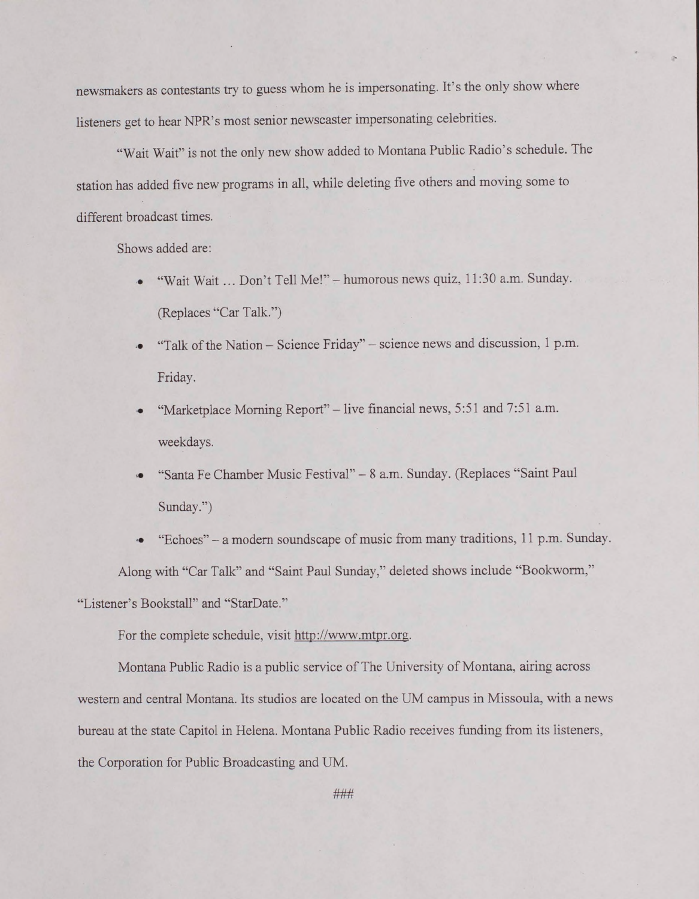newsmakers as contestants try to guess whom he is impersonating. It's the only show where listeners get to hear NPR's most senior newscaster impersonating celebrities.

"Wait Wait" is not the only new show added to Montana Public Radio's schedule. The station has added five new programs in all, while deleting five others and moving some to different broadcast times.

Shows added are:

- "Wait Wait … Don't Tell Me!" – humorous news quiz, 11:30 a.m. Sunday. (Replaces "Car Talk.")
- "Talk of the Nation – Science Friday" – science news and discussion, 1 p.m. Friday.
- "Marketplace Morning Report" – live financial news, 5:51 and 7:51 a.m. weekdays.
- "Santa Fe Chamber Music Festival" – 8 a.m. Sunday. (Replaces "Saint Paul Sunday.")
- "Echoes" – a modern soundscape of music from many traditions, 11 p.m. Sunday.

Along with "Car Talk" and "Saint Paul Sunday," deleted shows include "Bookworm," "Listener's Bookstall" and "StarDate."

For the complete schedule, visit http://www.mtpr.org.

Montana Public Radio is a public service of The University of Montana, airing across western and central Montana. Its studios are located on the UM campus in Missoula, with a news bureau at the state Capitol in Helena. Montana Public Radio receives funding from its listeners, the Corporation for Public Broadcasting and UM.

###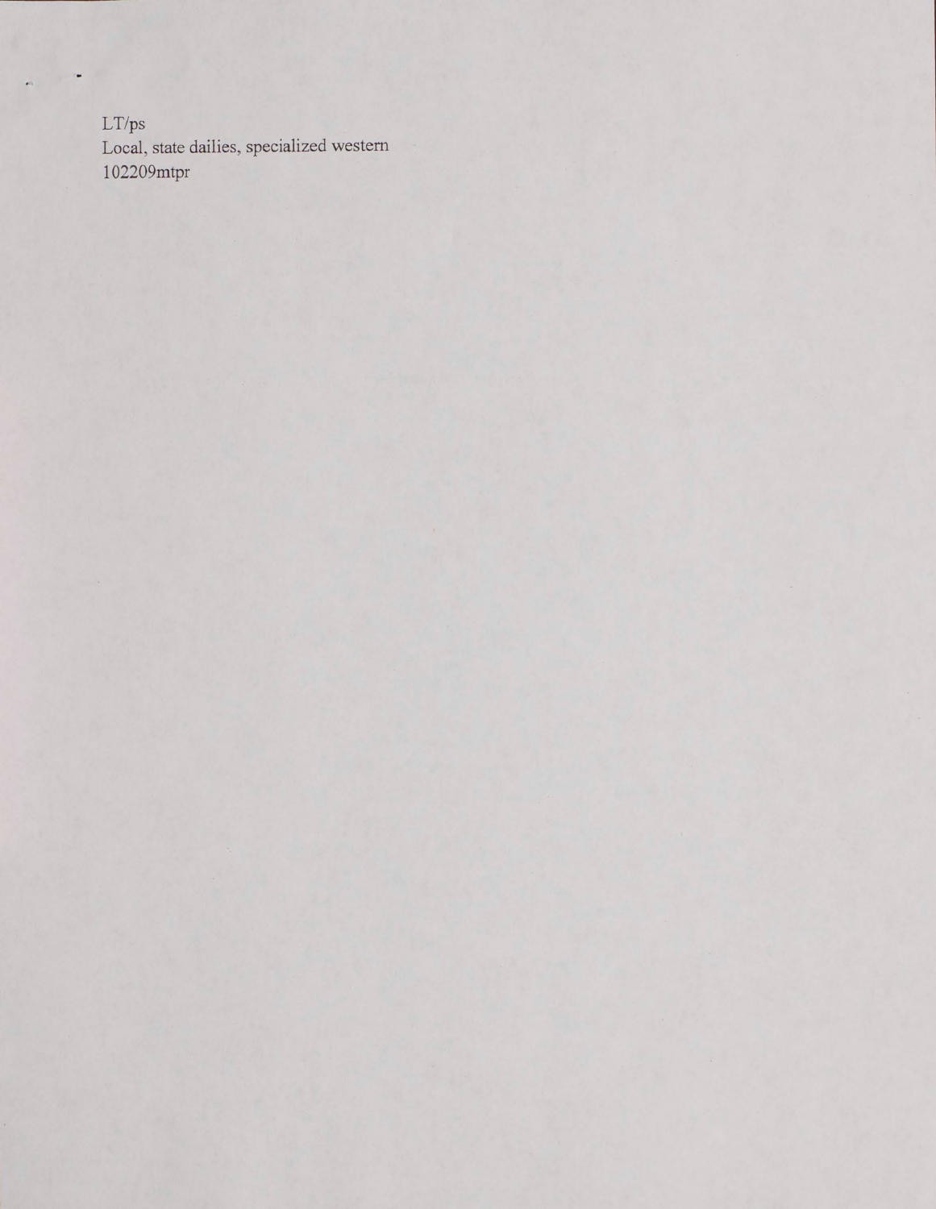LT/ps
Local, state dailies, specialized western
102209mtpr